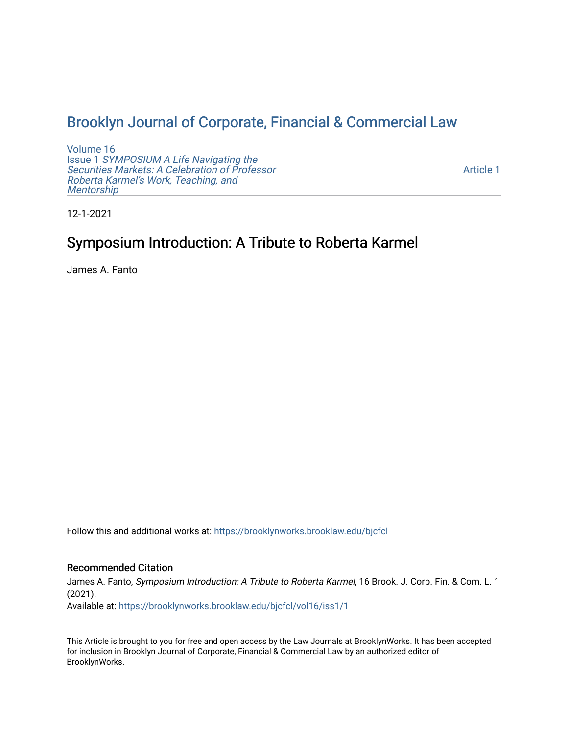# Brooklyn Journal of Corporate, Financial & Commercial Law

Volume 16
Issue 1 *SYMPOSIUM A Life Navigating the Securities Markets: A Celebration of Professor Roberta Karmel's Work, Teaching, and Mentorship*

Article 1

12-1-2021

## Symposium Introduction: A Tribute to Roberta Karmel

James A. Fanto

Follow this and additional works at: https://brooklynworks.brooklaw.edu/bjcfcl

### Recommended Citation

James A. Fanto, *Symposium Introduction: A Tribute to Roberta Karmel*, 16 Brook. J. Corp. Fin. & Com. L. 1 (2021).
Available at: https://brooklynworks.brooklaw.edu/bjcfcl/vol16/iss1/1

This Article is brought to you for free and open access by the Law Journals at BrooklynWorks. It has been accepted for inclusion in Brooklyn Journal of Corporate, Financial & Commercial Law by an authorized editor of BrooklynWorks.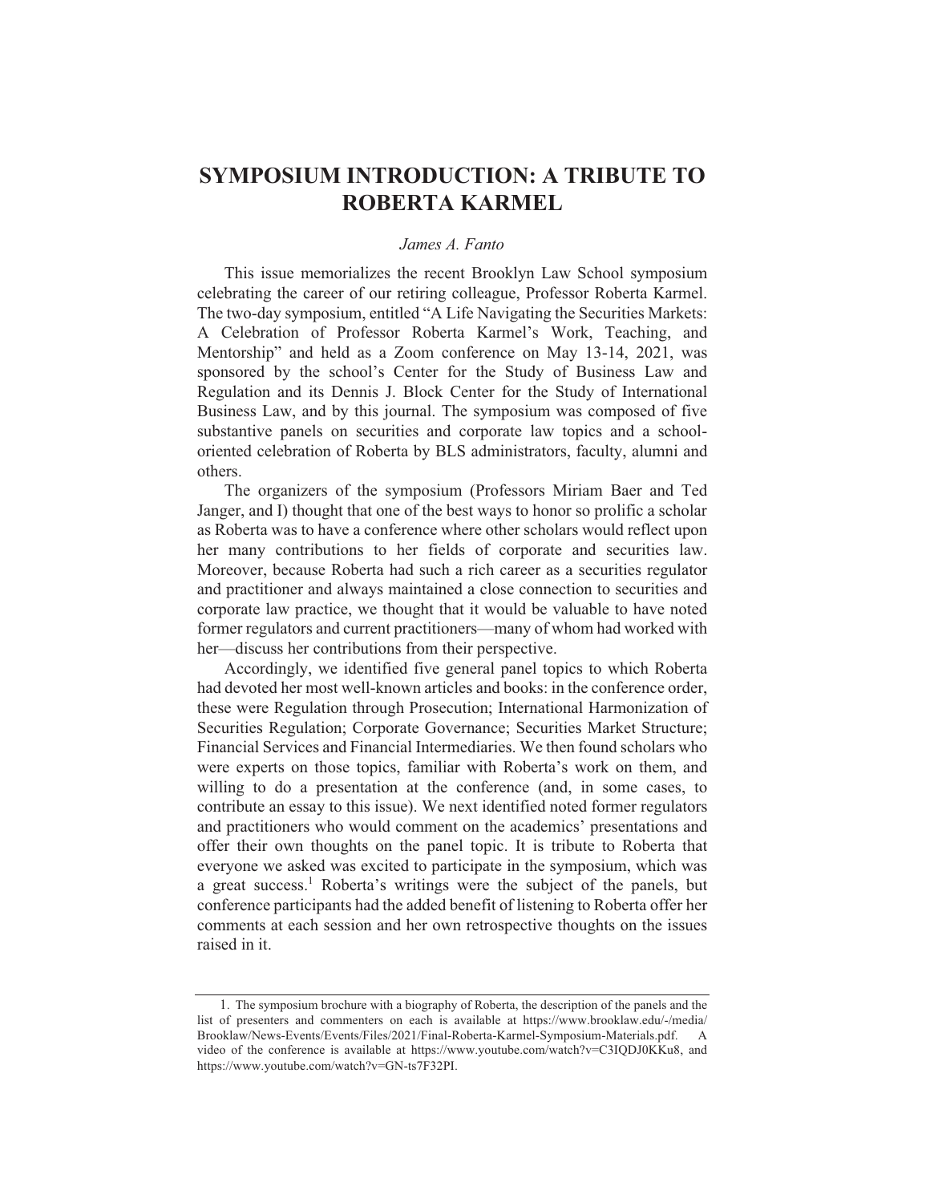# SYMPOSIUM INTRODUCTION: A TRIBUTE TO ROBERTA KARMEL

*James A. Fanto*

This issue memorializes the recent Brooklyn Law School symposium celebrating the career of our retiring colleague, Professor Roberta Karmel. The two-day symposium, entitled "A Life Navigating the Securities Markets: A Celebration of Professor Roberta Karmel's Work, Teaching, and Mentorship" and held as a Zoom conference on May 13-14, 2021, was sponsored by the school's Center for the Study of Business Law and Regulation and its Dennis J. Block Center for the Study of International Business Law, and by this journal. The symposium was composed of five substantive panels on securities and corporate law topics and a school-oriented celebration of Roberta by BLS administrators, faculty, alumni and others.

The organizers of the symposium (Professors Miriam Baer and Ted Janger, and I) thought that one of the best ways to honor so prolific a scholar as Roberta was to have a conference where other scholars would reflect upon her many contributions to her fields of corporate and securities law. Moreover, because Roberta had such a rich career as a securities regulator and practitioner and always maintained a close connection to securities and corporate law practice, we thought that it would be valuable to have noted former regulators and current practitioners—many of whom had worked with her—discuss her contributions from their perspective.

Accordingly, we identified five general panel topics to which Roberta had devoted her most well-known articles and books: in the conference order, these were Regulation through Prosecution; International Harmonization of Securities Regulation; Corporate Governance; Securities Market Structure; Financial Services and Financial Intermediaries. We then found scholars who were experts on those topics, familiar with Roberta's work on them, and willing to do a presentation at the conference (and, in some cases, to contribute an essay to this issue). We next identified noted former regulators and practitioners who would comment on the academics' presentations and offer their own thoughts on the panel topic. It is tribute to Roberta that everyone we asked was excited to participate in the symposium, which was a great success.[1] Roberta's writings were the subject of the panels, but conference participants had the added benefit of listening to Roberta offer her comments at each session and her own retrospective thoughts on the issues raised in it.

---

1. The symposium brochure with a biography of Roberta, the description of the panels and the list of presenters and commenters on each is available at https://www.brooklaw.edu/-/media/Brooklaw/News-Events/Events/Files/2021/Final-Roberta-Karmel-Symposium-Materials.pdf. A video of the conference is available at https://www.youtube.com/watch?v=C3IQDJ0KKu8, and https://www.youtube.com/watch?v=GN-ts7F32PI.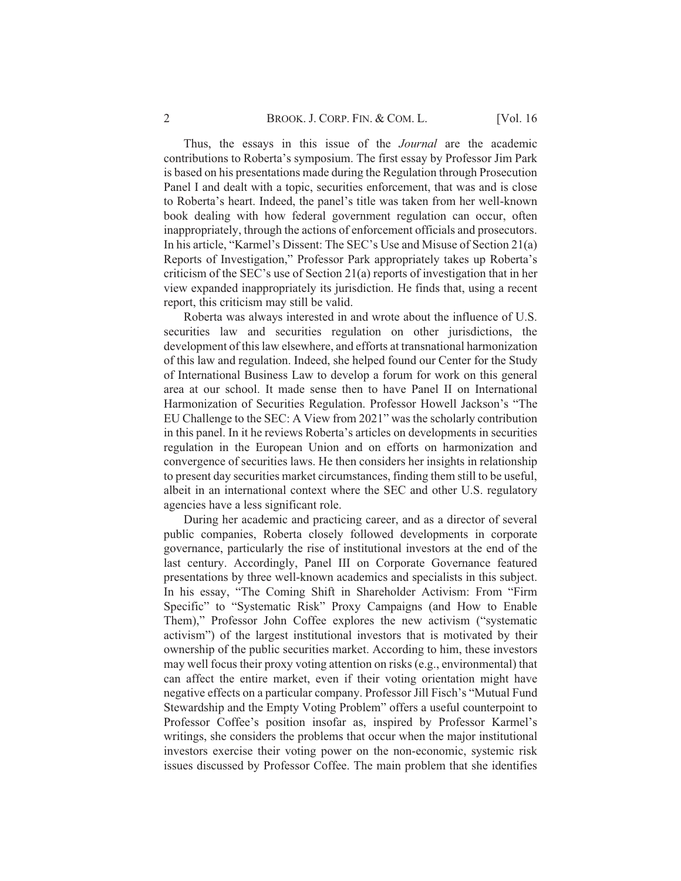Thus, the essays in this issue of the *Journal* are the academic contributions to Roberta's symposium. The first essay by Professor Jim Park is based on his presentations made during the Regulation through Prosecution Panel I and dealt with a topic, securities enforcement, that was and is close to Roberta's heart. Indeed, the panel's title was taken from her well-known book dealing with how federal government regulation can occur, often inappropriately, through the actions of enforcement officials and prosecutors. In his article, "Karmel's Dissent: The SEC's Use and Misuse of Section 21(a) Reports of Investigation," Professor Park appropriately takes up Roberta's criticism of the SEC's use of Section 21(a) reports of investigation that in her view expanded inappropriately its jurisdiction. He finds that, using a recent report, this criticism may still be valid.

Roberta was always interested in and wrote about the influence of U.S. securities law and securities regulation on other jurisdictions, the development of this law elsewhere, and efforts at transnational harmonization of this law and regulation. Indeed, she helped found our Center for the Study of International Business Law to develop a forum for work on this general area at our school. It made sense then to have Panel II on International Harmonization of Securities Regulation. Professor Howell Jackson's "The EU Challenge to the SEC: A View from 2021" was the scholarly contribution in this panel. In it he reviews Roberta's articles on developments in securities regulation in the European Union and on efforts on harmonization and convergence of securities laws. He then considers her insights in relationship to present day securities market circumstances, finding them still to be useful, albeit in an international context where the SEC and other U.S. regulatory agencies have a less significant role.

During her academic and practicing career, and as a director of several public companies, Roberta closely followed developments in corporate governance, particularly the rise of institutional investors at the end of the last century. Accordingly, Panel III on Corporate Governance featured presentations by three well-known academics and specialists in this subject. In his essay, "The Coming Shift in Shareholder Activism: From "Firm Specific" to "Systematic Risk" Proxy Campaigns (and How to Enable Them)," Professor John Coffee explores the new activism ("systematic activism") of the largest institutional investors that is motivated by their ownership of the public securities market. According to him, these investors may well focus their proxy voting attention on risks (e.g., environmental) that can affect the entire market, even if their voting orientation might have negative effects on a particular company. Professor Jill Fisch's "Mutual Fund Stewardship and the Empty Voting Problem" offers a useful counterpoint to Professor Coffee's position insofar as, inspired by Professor Karmel's writings, she considers the problems that occur when the major institutional investors exercise their voting power on the non-economic, systemic risk issues discussed by Professor Coffee. The main problem that she identifies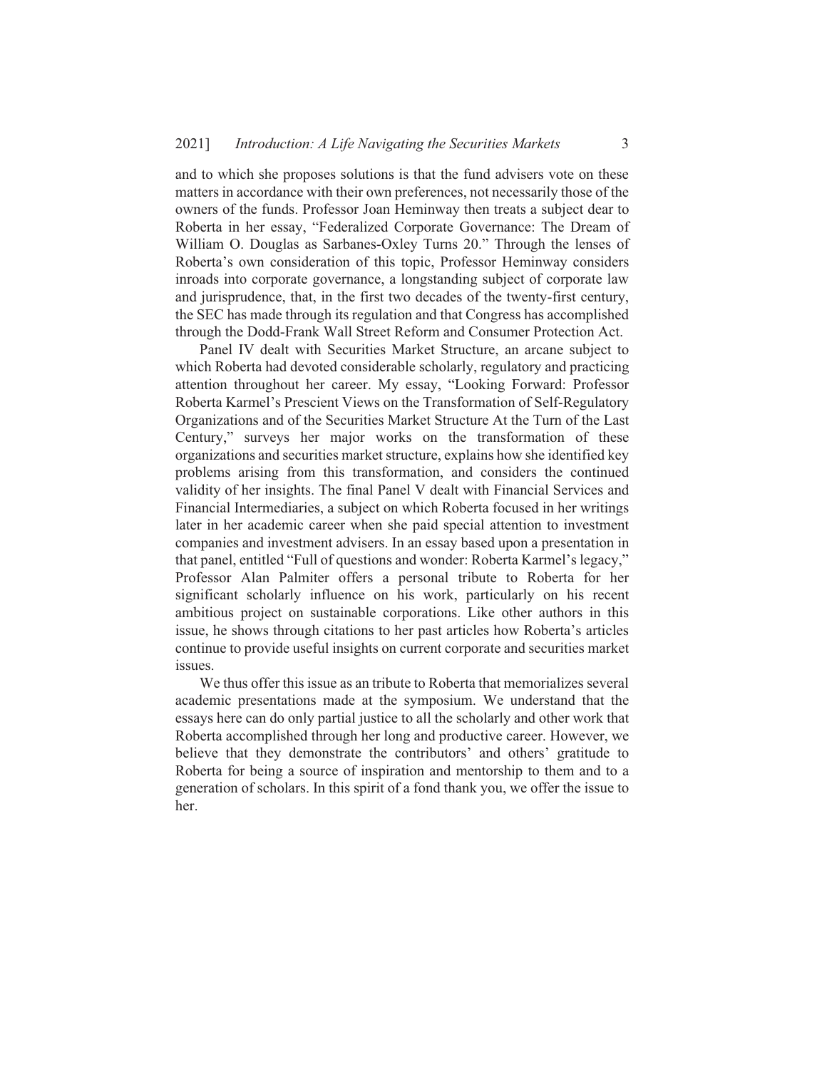and to which she proposes solutions is that the fund advisers vote on these matters in accordance with their own preferences, not necessarily those of the owners of the funds. Professor Joan Heminway then treats a subject dear to Roberta in her essay, "Federalized Corporate Governance: The Dream of William O. Douglas as Sarbanes-Oxley Turns 20." Through the lenses of Roberta's own consideration of this topic, Professor Heminway considers inroads into corporate governance, a longstanding subject of corporate law and jurisprudence, that, in the first two decades of the twenty-first century, the SEC has made through its regulation and that Congress has accomplished through the Dodd-Frank Wall Street Reform and Consumer Protection Act.

Panel IV dealt with Securities Market Structure, an arcane subject to which Roberta had devoted considerable scholarly, regulatory and practicing attention throughout her career. My essay, "Looking Forward: Professor Roberta Karmel's Prescient Views on the Transformation of Self-Regulatory Organizations and of the Securities Market Structure At the Turn of the Last Century," surveys her major works on the transformation of these organizations and securities market structure, explains how she identified key problems arising from this transformation, and considers the continued validity of her insights. The final Panel V dealt with Financial Services and Financial Intermediaries, a subject on which Roberta focused in her writings later in her academic career when she paid special attention to investment companies and investment advisers. In an essay based upon a presentation in that panel, entitled "Full of questions and wonder: Roberta Karmel's legacy," Professor Alan Palmiter offers a personal tribute to Roberta for her significant scholarly influence on his work, particularly on his recent ambitious project on sustainable corporations. Like other authors in this issue, he shows through citations to her past articles how Roberta's articles continue to provide useful insights on current corporate and securities market issues.

We thus offer this issue as an tribute to Roberta that memorializes several academic presentations made at the symposium. We understand that the essays here can do only partial justice to all the scholarly and other work that Roberta accomplished through her long and productive career. However, we believe that they demonstrate the contributors' and others' gratitude to Roberta for being a source of inspiration and mentorship to them and to a generation of scholars. In this spirit of a fond thank you, we offer the issue to her.